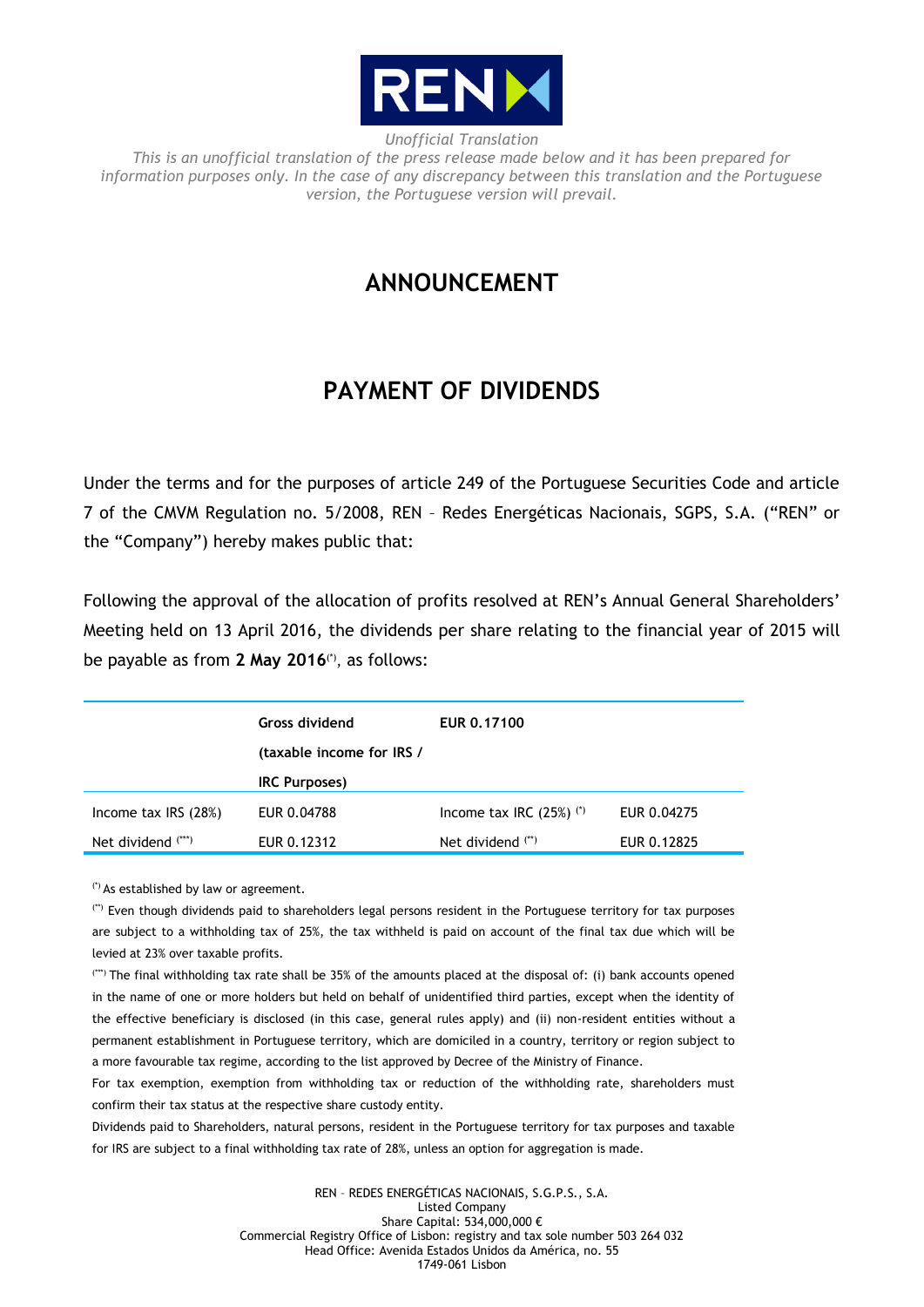*Unofficial Translation*

*This is an unofficial translation of the press release made below and it has been prepared for information purposes only. In the case of any discrepancy between this translation and the Portuguese version, the Portuguese version will prevail.*

# ANNOUNCEMENT

# PAYMENT OF DIVIDENDS

Under the terms and for the purposes of article 249 of the Portuguese Securities Code and article 7 of the CMVM Regulation no. 5/2008, REN – Redes Energéticas Nacionais, SGPS, S.A. ("REN" or the "Company") hereby makes public that:

Following the approval of the allocation of profits resolved at REN's Annual General Shareholders' Meeting held on 13 April 2016, the dividends per share relating to the financial year of 2015 will be payable as from **2 May 2016**(*), as follows:

| | **Gross dividend (taxable income for IRS / IRC Purposes)** | **EUR 0.17100** | |
|---|---|---|---|
| Income tax IRS (28%) | EUR 0.04788 | Income tax IRC (25%) (*) | EUR 0.04275 |
| Net dividend (***) | EUR 0.12312 | Net dividend (**) | EUR 0.12825 |

(*) As established by law or agreement.

(**) Even though dividends paid to shareholders legal persons resident in the Portuguese territory for tax purposes are subject to a withholding tax of 25%, the tax withheld is paid on account of the final tax due which will be levied at 23% over taxable profits.

(***) The final withholding tax rate shall be 35% of the amounts placed at the disposal of: (i) bank accounts opened in the name of one or more holders but held on behalf of unidentified third parties, except when the identity of the effective beneficiary is disclosed (in this case, general rules apply) and (ii) non-resident entities without a permanent establishment in Portuguese territory, which are domiciled in a country, territory or region subject to a more favourable tax regime, according to the list approved by Decree of the Ministry of Finance.

For tax exemption, exemption from withholding tax or reduction of the withholding rate, shareholders must confirm their tax status at the respective share custody entity.

Dividends paid to Shareholders, natural persons, resident in the Portuguese territory for tax purposes and taxable for IRS are subject to a final withholding tax rate of 28%, unless an option for aggregation is made.

REN – REDES ENERGÉTICAS NACIONAIS, S.G.P.S., S.A.
Listed Company
Share Capital: 534,000,000 €
Commercial Registry Office of Lisbon: registry and tax sole number 503 264 032
Head Office: Avenida Estados Unidos da América, no. 55
1749-061 Lisbon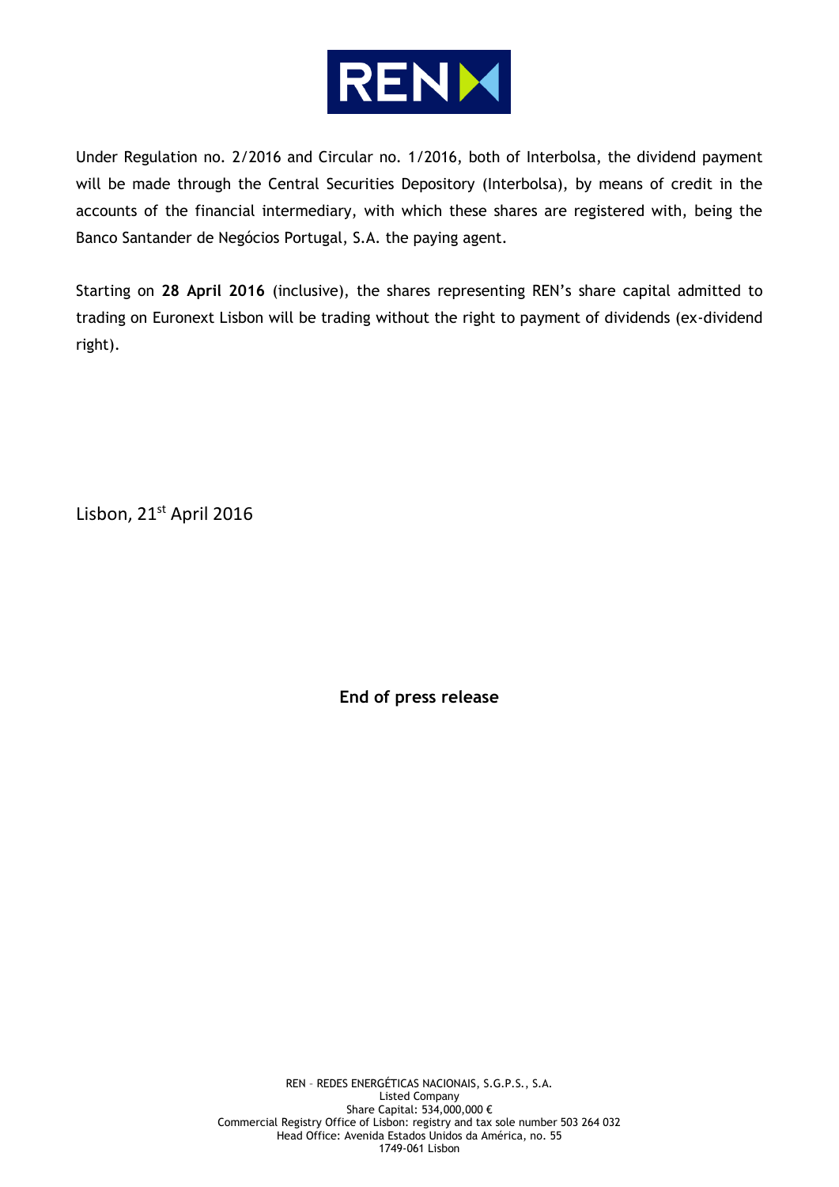Under Regulation no. 2/2016 and Circular no. 1/2016, both of Interbolsa, the dividend payment will be made through the Central Securities Depository (Interbolsa), by means of credit in the accounts of the financial intermediary, with which these shares are registered with, being the Banco Santander de Negócios Portugal, S.A. the paying agent.

Starting on **28 April 2016** (inclusive), the shares representing REN's share capital admitted to trading on Euronext Lisbon will be trading without the right to payment of dividends (ex-dividend right).

Lisbon, 21st April 2016

**End of press release**

REN – REDES ENERGÉTICAS NACIONAIS, S.G.P.S., S.A.
Listed Company
Share Capital: 534,000,000 €
Commercial Registry Office of Lisbon: registry and tax sole number 503 264 032
Head Office: Avenida Estados Unidos da América, no. 55
1749-061 Lisbon